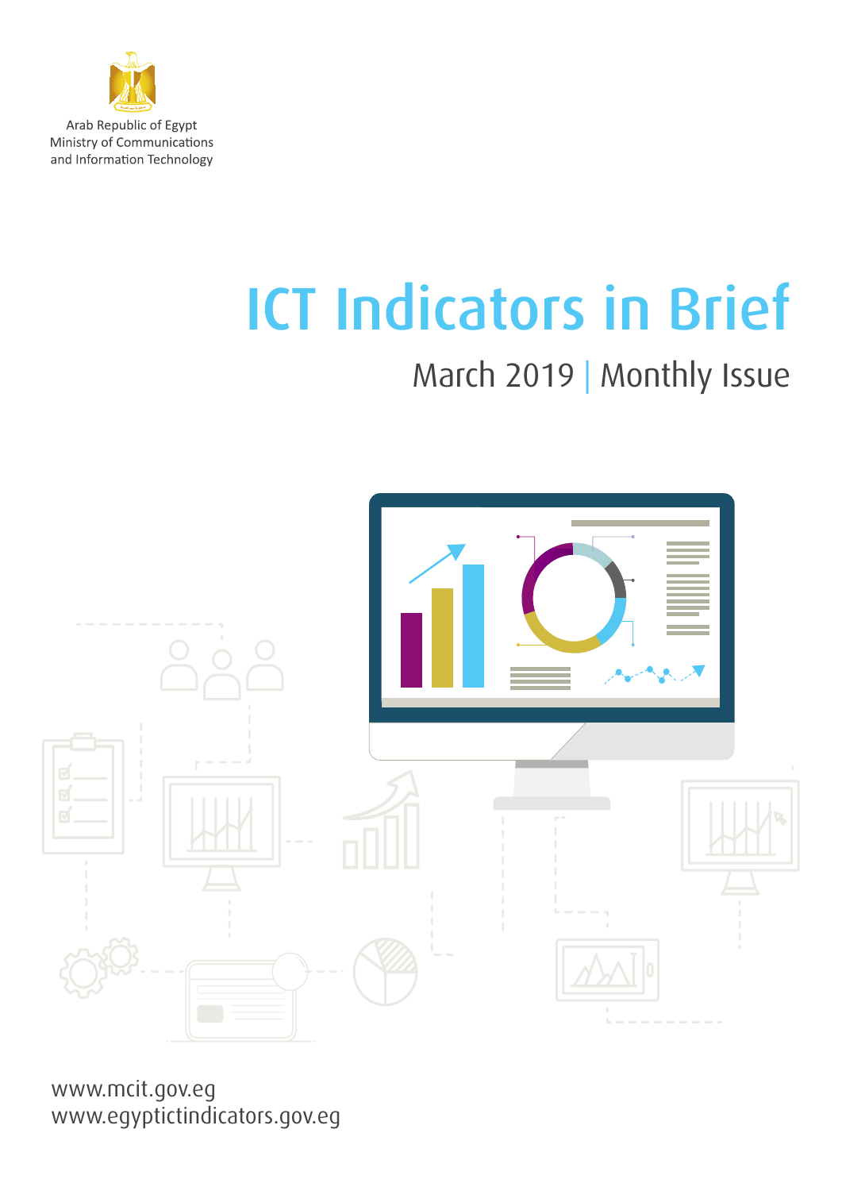Arab Republic of Egypt
Ministry of Communications
and Information Technology

# ICT Indicators in Brief

## March 2019 | Monthly Issue

www.mcit.gov.eg
www.egyptictindicators.gov.eg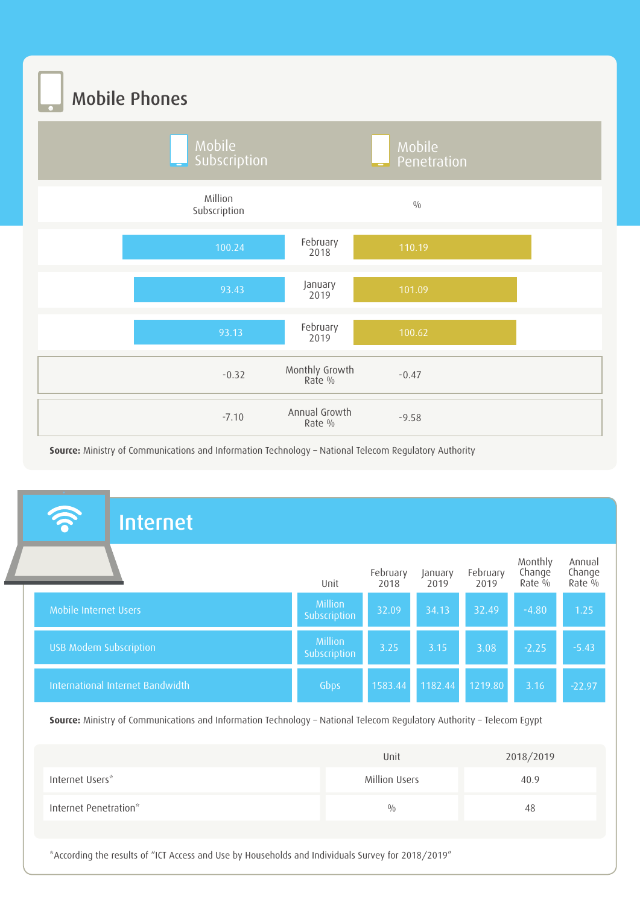## Mobile Phones

| Mobile Subscription | | Mobile Penetration |
|---|---|---|
| Million Subscription | | % |
| 100.24 | February 2018 | 110.19 |
| 93.43 | January 2019 | 101.09 |
| 93.13 | February 2019 | 100.62 |
| -0.32 | Monthly Growth Rate % | -0.47 |
| -7.10 | Annual Growth Rate % | -9.58 |

**Source:** Ministry of Communications and Information Technology – National Telecom Regulatory Authority

## Internet

| | Unit | February 2018 | January 2019 | February 2019 | Monthly Change Rate % | Annual Change Rate % |
|---|---|---|---|---|---|---|
| Mobile Internet Users | Million Subscription | 32.09 | 34.13 | 32.49 | -4.80 | 1.25 |
| USB Modem Subscription | Million Subscription | 3.25 | 3.15 | 3.08 | -2.25 | -5.43 |
| International Internet Bandwidth | Gbps | 1583.44 | 1182.44 | 1219.80 | 3.16 | -22.97 |

**Source:** Ministry of Communications and Information Technology – National Telecom Regulatory Authority – Telecom Egypt

| | Unit | 2018/2019 |
|---|---|---|
| Internet Users* | Million Users | 40.9 |
| Internet Penetration* | % | 48 |

*According the results of "ICT Access and Use by Households and Individuals Survey for 2018/2019"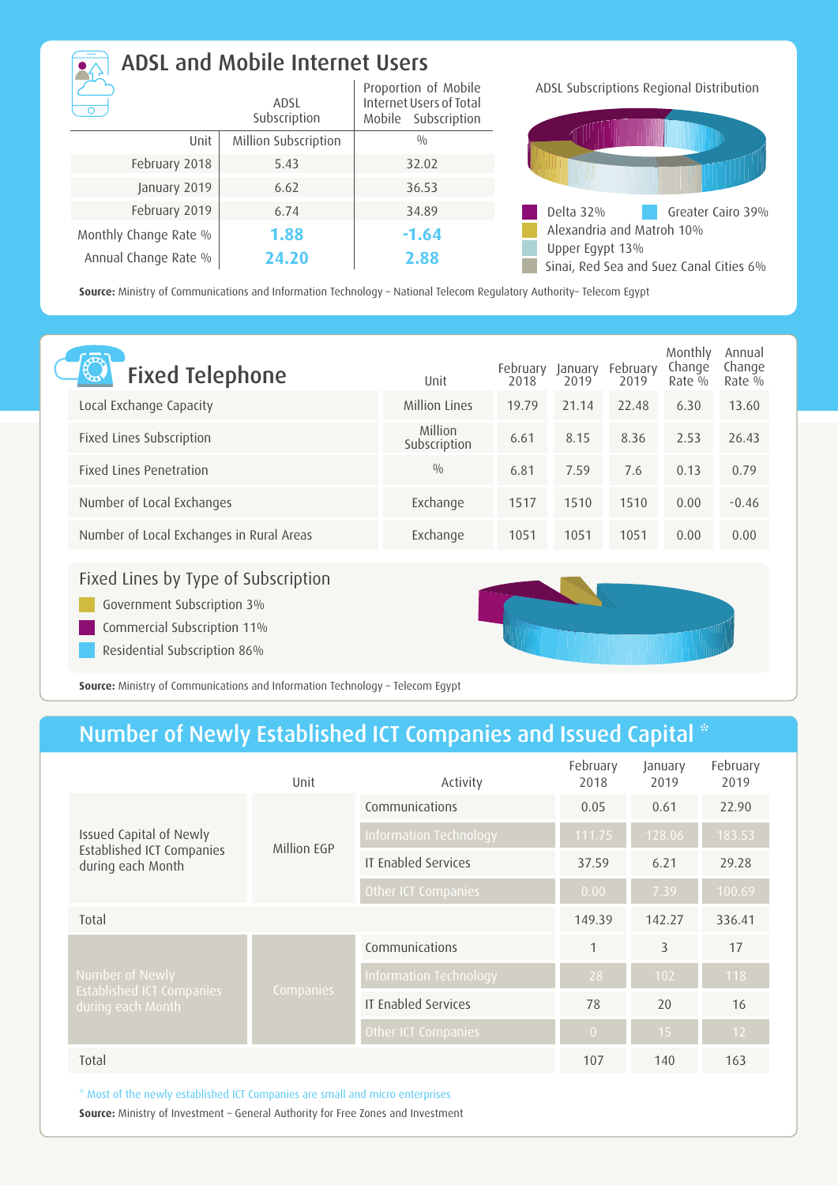## ADSL and Mobile Internet Users

| | ADSL Subscription | Proportion of Mobile Internet Users of Total Mobile Subscription |
|---|---|---|
| Unit | Million Subscription | % |
| February 2018 | 5.43 | 32.02 |
| January 2019 | 6.62 | 36.53 |
| February 2019 | 6.74 | 34.89 |
| Monthly Change Rate % | **1.88** | **-1.64** |
| Annual Change Rate % | **24.20** | **2.88** |

ADSL Subscriptions Regional Distribution

- Delta 32%
- Greater Cairo 39%
- Alexandria and Matroh 10%
- Upper Egypt 13%
- Sinai, Red Sea and Suez Canal Cities 6%

**Source:** Ministry of Communications and Information Technology – National Telecom Regulatory Authority– Telecom Egypt

## Fixed Telephone

| | Unit | February 2018 | January 2019 | February 2019 | Monthly Change Rate % | Annual Change Rate % |
|---|---|---|---|---|---|---|
| Local Exchange Capacity | Million Lines | 19.79 | 21.14 | 22.48 | 6.30 | 13.60 |
| Fixed Lines Subscription | Million Subscription | 6.61 | 8.15 | 8.36 | 2.53 | 26.43 |
| Fixed Lines Penetration | % | 6.81 | 7.59 | 7.6 | 0.13 | 0.79 |
| Number of Local Exchanges | Exchange | 1517 | 1510 | 1510 | 0.00 | -0.46 |
| Number of Local Exchanges in Rural Areas | Exchange | 1051 | 1051 | 1051 | 0.00 | 0.00 |

### Fixed Lines by Type of Subscription

- Government Subscription 3%
- Commercial Subscription 11%
- Residential Subscription 86%

**Source:** Ministry of Communications and Information Technology – Telecom Egypt

## Number of Newly Established ICT Companies and Issued Capital *

| | Unit | Activity | February 2018 | January 2019 | February 2019 |
|---|---|---|---|---|---|
| Issued Capital of Newly Established ICT Companies during each Month | Million EGP | Communications | 0.05 | 0.61 | 22.90 |
| | | Information Technology | 111.75 | 128.06 | 183.53 |
| | | IT Enabled Services | 37.59 | 6.21 | 29.28 |
| | | Other ICT Companies | 0.00 | 7.39 | 100.69 |
| Total | | | 149.39 | 142.27 | 336.41 |
| Number of Newly Established ICT Companies during each Month | Companies | Communications | 1 | 3 | 17 |
| | | Information Technology | 28 | 102 | 118 |
| | | IT Enabled Services | 78 | 20 | 16 |
| | | Other ICT Companies | 0 | 15 | 12 |
| Total | | | 107 | 140 | 163 |

* Most of the newly established ICT Companies are small and micro enterprises

**Source:** Ministry of Investment – General Authority for Free Zones and Investment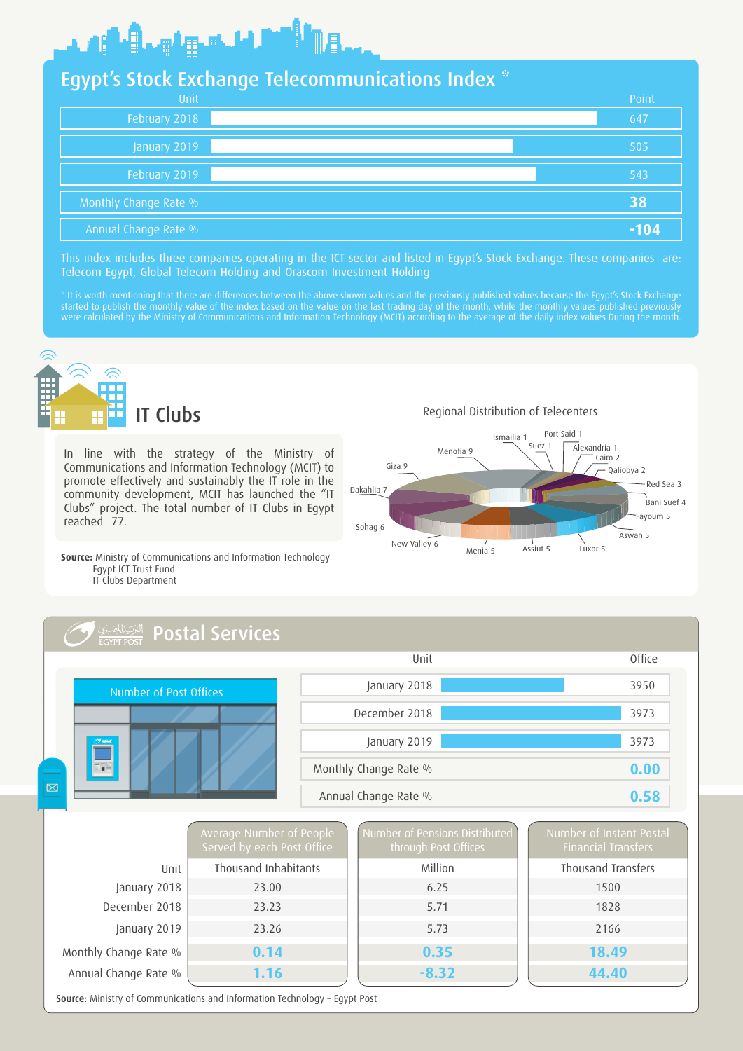## Egypt's Stock Exchange Telecommunications Index *

| Unit | Point |
|---|---|
| February 2018 | 647 |
| January 2019 | 505 |
| February 2019 | 543 |
| Monthly Change Rate % | 38 |
| Annual Change Rate % | -104 |

This index includes three companies operating in the ICT sector and listed in Egypt's Stock Exchange. These companies are: Telecom Egypt, Global Telecom Holding and Orascom Investment Holding

* It is worth mentioning that there are differences between the above shown values and the previously published values because the Egypt's Stock Exchange started to publish the monthly value of the index based on the value on the last trading day of the month, while the monthly values published previously were calculated by the Ministry of Communications and Information Technology (MCIT) according to the average of the daily index values During the month.

## IT Clubs

In line with the strategy of the Ministry of Communications and Information Technology (MCIT) to promote effectively and sustainably the IT role in the community development, MCIT has launched the "IT Clubs" project. The total number of IT Clubs in Egypt reached 77.

Regional Distribution of Telecenters

Ismailia 1
Port Said 1
Suez 1
Alexandria 1
Menofia 9
Cairo 2
Giza 9
Qaliobya 2
Red Sea 3
Dakahlia 7
Bani Suef 4
Fayoum 5
Sohag 6
Aswan 5
New Valley 6
Menia 5
Assiut 5
Luxor 5

**Source:** Ministry of Communications and Information Technology
Egypt ICT Trust Fund
IT Clubs Department

## Postal Services

Number of Post Offices

| Unit | Office |
|---|---|
| January 2018 | 3950 |
| December 2018 | 3973 |
| January 2019 | 3973 |
| Monthly Change Rate % | 0.00 |
| Annual Change Rate % | 0.58 |

| | Average Number of People Served by each Post Office | Number of Pensions Distributed through Post Offices | Number of Instant Postal Financial Transfers |
|---|---|---|---|
| Unit | Thousand Inhabitants | Million | Thousand Transfers |
| January 2018 | 23.00 | 6.25 | 1500 |
| December 2018 | 23.23 | 5.71 | 1828 |
| January 2019 | 23.26 | 5.73 | 2166 |
| Monthly Change Rate % | 0.14 | 0.35 | 18.49 |
| Annual Change Rate % | 1.16 | -8.32 | 44.40 |

**Source:** Ministry of Communications and Information Technology – Egypt Post